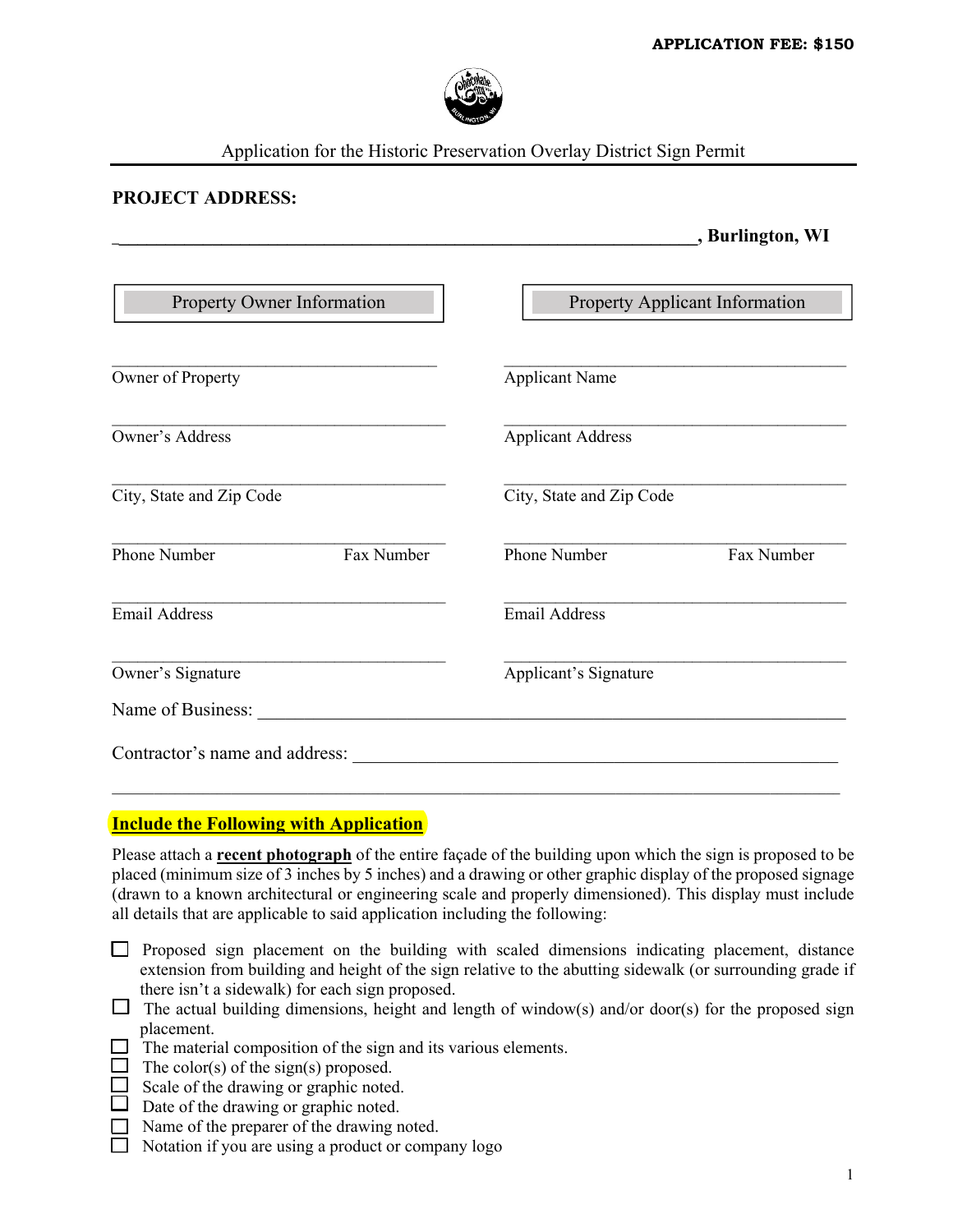**APPLICATION FEE: $150**

# Application for the Historic Preservation Overlay District Sign Permit

**PROJECT ADDRESS:**

_________________________________________________________________, **Burlington, WI**

| Property Owner Information | Property Applicant Information |
|---|---|
| Owner of Property | Applicant Name |
| Owner's Address | Applicant Address |
| City, State and Zip Code | City, State and Zip Code |
| Phone Number      Fax Number | Phone Number      Fax Number |
| Email Address | Email Address |
| Owner's Signature | Applicant's Signature |

Name of Business: ____________________________________________________________

Contractor's name and address: _________________________________________________

_____________________________________________________________________________

**Include the Following with Application**

Please attach a **recent photograph** of the entire façade of the building upon which the sign is proposed to be placed (minimum size of 3 inches by 5 inches) and a drawing or other graphic display of the proposed signage (drawn to a known architectural or engineering scale and properly dimensioned). This display must include all details that are applicable to said application including the following:

- ☐ Proposed sign placement on the building with scaled dimensions indicating placement, distance extension from building and height of the sign relative to the abutting sidewalk (or surrounding grade if there isn't a sidewalk) for each sign proposed.
- ☐ The actual building dimensions, height and length of window(s) and/or door(s) for the proposed sign placement.
- ☐ The material composition of the sign and its various elements.
- ☐ The color(s) of the sign(s) proposed.
- ☐ Scale of the drawing or graphic noted.
- ☐ Date of the drawing or graphic noted.
- ☐ Name of the preparer of the drawing noted.
- ☐ Notation if you are using a product or company logo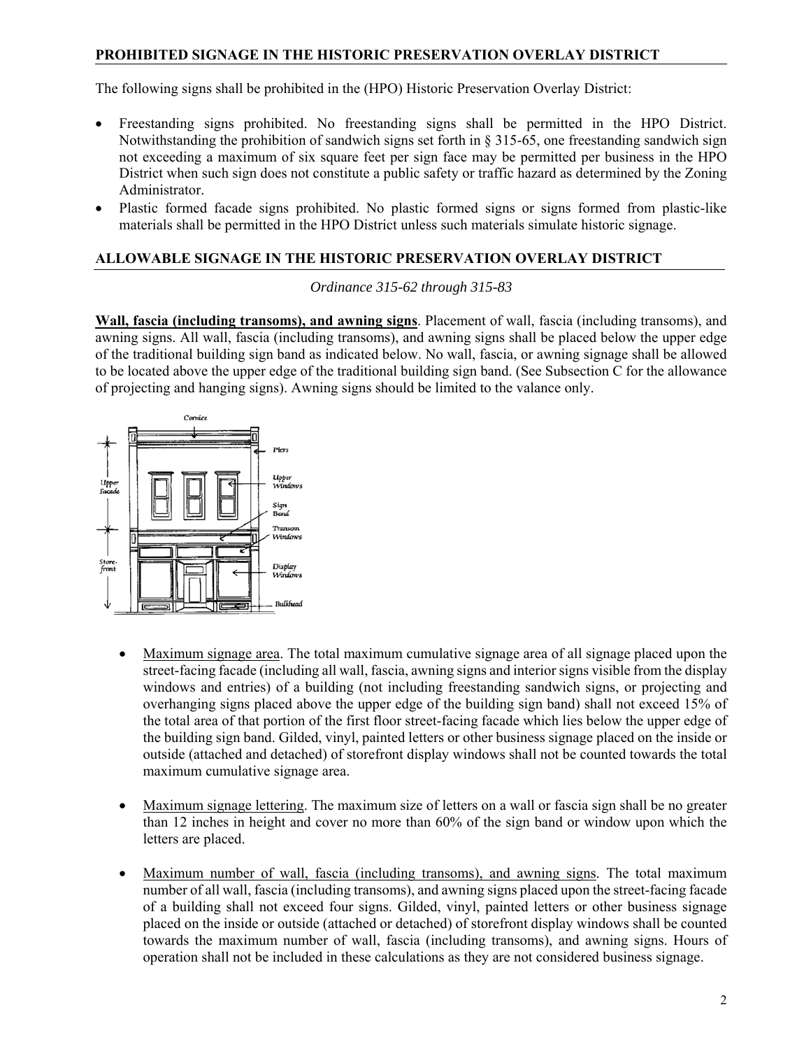## PROHIBITED SIGNAGE IN THE HISTORIC PRESERVATION OVERLAY DISTRICT

The following signs shall be prohibited in the (HPO) Historic Preservation Overlay District:

- Freestanding signs prohibited. No freestanding signs shall be permitted in the HPO District. Notwithstanding the prohibition of sandwich signs set forth in § 315-65, one freestanding sandwich sign not exceeding a maximum of six square feet per sign face may be permitted per business in the HPO District when such sign does not constitute a public safety or traffic hazard as determined by the Zoning Administrator.
- Plastic formed facade signs prohibited. No plastic formed signs or signs formed from plastic-like materials shall be permitted in the HPO District unless such materials simulate historic signage.

## ALLOWABLE SIGNAGE IN THE HISTORIC PRESERVATION OVERLAY DISTRICT

*Ordinance 315-62 through 315-83*

**Wall, fascia (including transoms), and awning signs**. Placement of wall, fascia (including transoms), and awning signs. All wall, fascia (including transoms), and awning signs shall be placed below the upper edge of the traditional building sign band as indicated below. No wall, fascia, or awning signage shall be allowed to be located above the upper edge of the traditional building sign band. (See Subsection C for the allowance of projecting and hanging signs). Awning signs should be limited to the valance only.

- Maximum signage area. The total maximum cumulative signage area of all signage placed upon the street-facing facade (including all wall, fascia, awning signs and interior signs visible from the display windows and entries) of a building (not including freestanding sandwich signs, or projecting and overhanging signs placed above the upper edge of the building sign band) shall not exceed 15% of the total area of that portion of the first floor street-facing facade which lies below the upper edge of the building sign band. Gilded, vinyl, painted letters or other business signage placed on the inside or outside (attached and detached) of storefront display windows shall not be counted towards the total maximum cumulative signage area.

- Maximum signage lettering. The maximum size of letters on a wall or fascia sign shall be no greater than 12 inches in height and cover no more than 60% of the sign band or window upon which the letters are placed.

- Maximum number of wall, fascia (including transoms), and awning signs. The total maximum number of all wall, fascia (including transoms), and awning signs placed upon the street-facing facade of a building shall not exceed four signs. Gilded, vinyl, painted letters or other business signage placed on the inside or outside (attached or detached) of storefront display windows shall be counted towards the maximum number of wall, fascia (including transoms), and awning signs. Hours of operation shall not be included in these calculations as they are not considered business signage.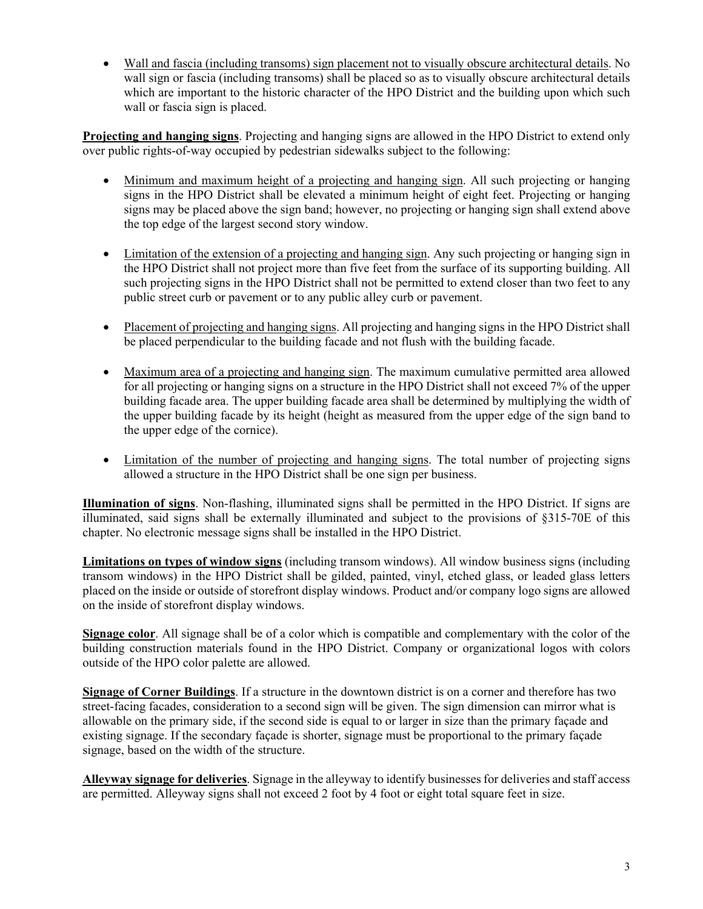- Wall and fascia (including transoms) sign placement not to visually obscure architectural details. No wall sign or fascia (including transoms) shall be placed so as to visually obscure architectural details which are important to the historic character of the HPO District and the building upon which such wall or fascia sign is placed.

**Projecting and hanging signs**. Projecting and hanging signs are allowed in the HPO District to extend only over public rights-of-way occupied by pedestrian sidewalks subject to the following:

- Minimum and maximum height of a projecting and hanging sign. All such projecting or hanging signs in the HPO District shall be elevated a minimum height of eight feet. Projecting or hanging signs may be placed above the sign band; however, no projecting or hanging sign shall extend above the top edge of the largest second story window.

- Limitation of the extension of a projecting and hanging sign. Any such projecting or hanging sign in the HPO District shall not project more than five feet from the surface of its supporting building. All such projecting signs in the HPO District shall not be permitted to extend closer than two feet to any public street curb or pavement or to any public alley curb or pavement.

- Placement of projecting and hanging signs. All projecting and hanging signs in the HPO District shall be placed perpendicular to the building facade and not flush with the building facade.

- Maximum area of a projecting and hanging sign. The maximum cumulative permitted area allowed for all projecting or hanging signs on a structure in the HPO District shall not exceed 7% of the upper building facade area. The upper building facade area shall be determined by multiplying the width of the upper building facade by its height (height as measured from the upper edge of the sign band to the upper edge of the cornice).

- Limitation of the number of projecting and hanging signs. The total number of projecting signs allowed a structure in the HPO District shall be one sign per business.

**Illumination of signs**. Non-flashing, illuminated signs shall be permitted in the HPO District. If signs are illuminated, said signs shall be externally illuminated and subject to the provisions of §315-70E of this chapter. No electronic message signs shall be installed in the HPO District.

**Limitations on types of window signs** (including transom windows). All window business signs (including transom windows) in the HPO District shall be gilded, painted, vinyl, etched glass, or leaded glass letters placed on the inside or outside of storefront display windows. Product and/or company logo signs are allowed on the inside of storefront display windows.

**Signage color**. All signage shall be of a color which is compatible and complementary with the color of the building construction materials found in the HPO District. Company or organizational logos with colors outside of the HPO color palette are allowed.

**Signage of Corner Buildings**. If a structure in the downtown district is on a corner and therefore has two street-facing facades, consideration to a second sign will be given. The sign dimension can mirror what is allowable on the primary side, if the second side is equal to or larger in size than the primary façade and existing signage. If the secondary façade is shorter, signage must be proportional to the primary façade signage, based on the width of the structure.

**Alleyway signage for deliveries**. Signage in the alleyway to identify businesses for deliveries and staff access are permitted. Alleyway signs shall not exceed 2 foot by 4 foot or eight total square feet in size.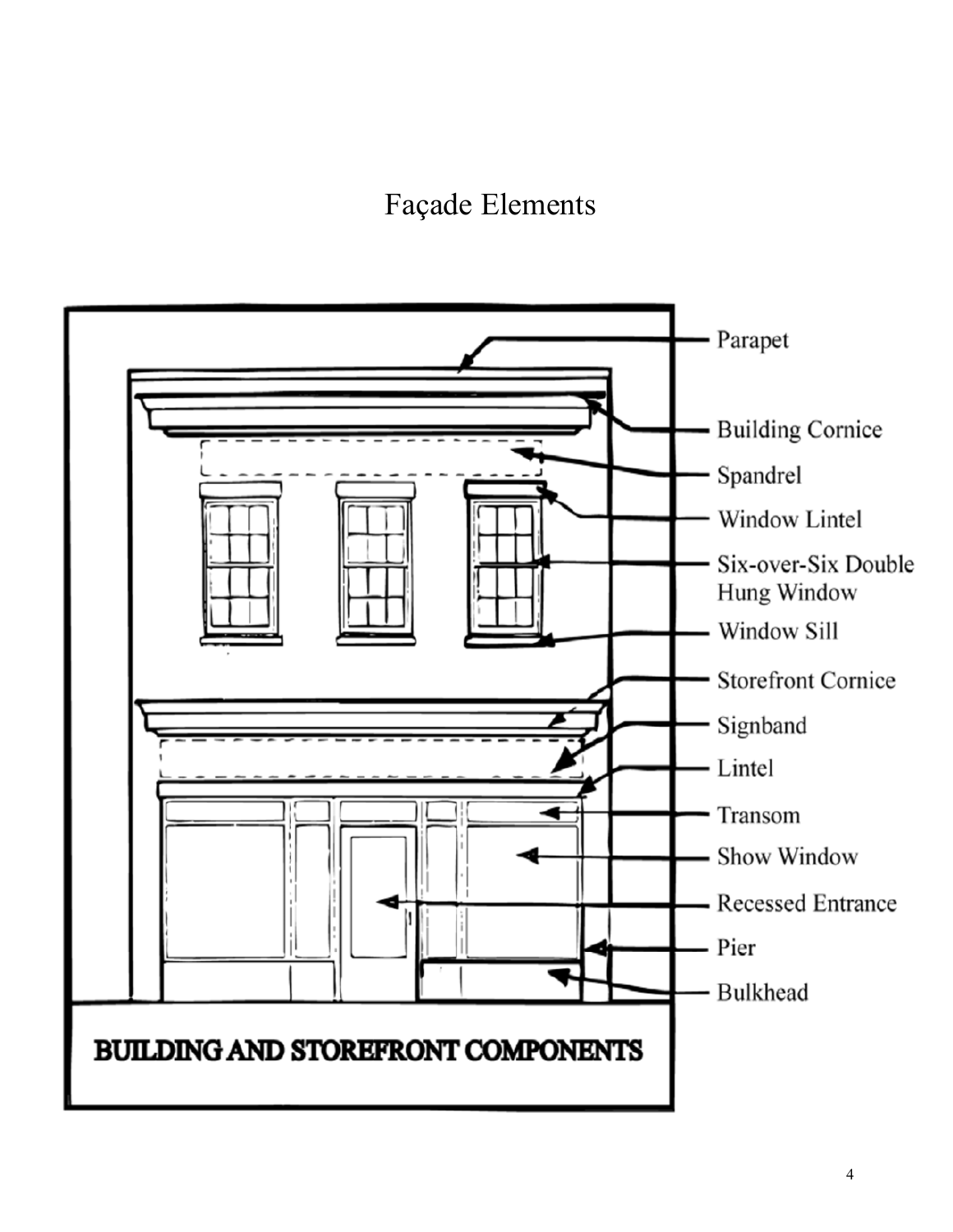# Façade Elements

BUILDING AND STOREFRONT COMPONENTS

Parapet

Building Cornice

Spandrel

Window Lintel

Six-over-Six Double Hung Window

Window Sill

Storefront Cornice

Signband

Lintel

Transom

Show Window

Recessed Entrance

Pier

Bulkhead